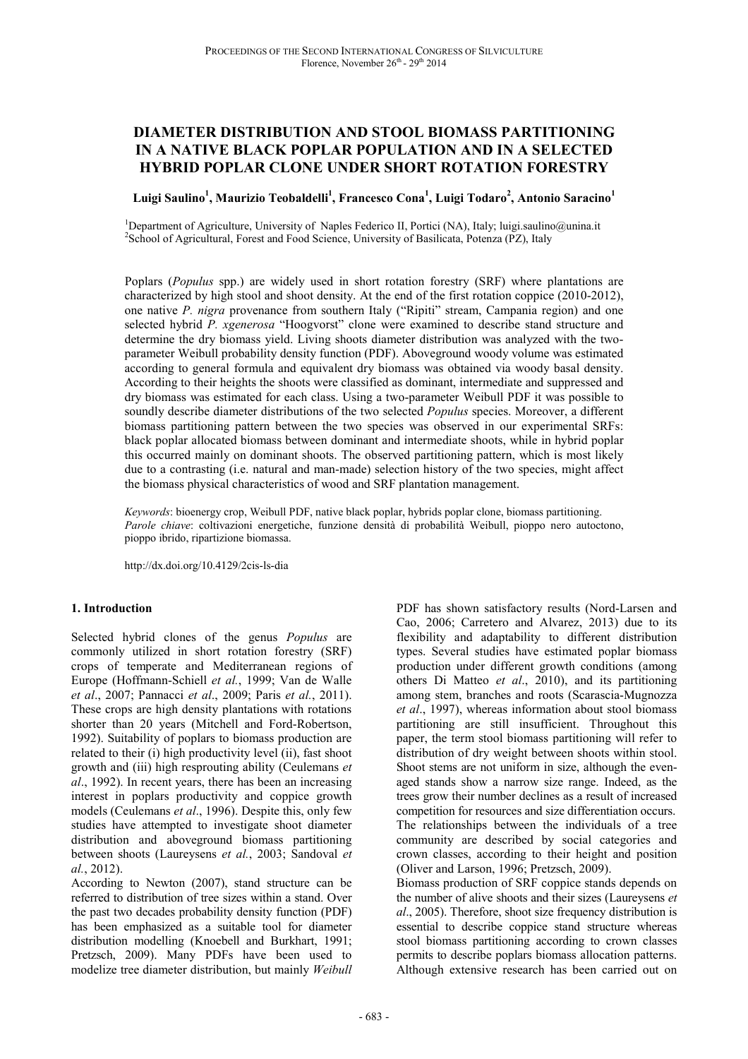# DIAMETER DISTRIBUTION AND STOOL BIOMASS PARTITIONING IN A NATIVE BLACK POPLAR POPULATION AND IN A SELECTED HYBRID POPLAR CLONE UNDER SHORT ROTATION FORESTRY

**Luigi Saulino[1], Maurizio Teobaldelli[1], Francesco Cona[1], Luigi Todaro[2], Antonio Saracino[1]**

[1]Department of Agriculture, University of Naples Federico II, Portici (NA), Italy; luigi.saulino@unina.it
[2]School of Agricultural, Forest and Food Science, University of Basilicata, Potenza (PZ), Italy

Poplars (*Populus* spp.) are widely used in short rotation forestry (SRF) where plantations are characterized by high stool and shoot density. At the end of the first rotation coppice (2010-2012), one native *P. nigra* provenance from southern Italy ("Ripiti" stream, Campania region) and one selected hybrid *P. xgenerosa* "Hoogvorst" clone were examined to describe stand structure and determine the dry biomass yield. Living shoots diameter distribution was analyzed with the two-parameter Weibull probability density function (PDF). Aboveground woody volume was estimated according to general formula and equivalent dry biomass was obtained via woody basal density. According to their heights the shoots were classified as dominant, intermediate and suppressed and dry biomass was estimated for each class. Using a two-parameter Weibull PDF it was possible to soundly describe diameter distributions of the two selected *Populus* species. Moreover, a different biomass partitioning pattern between the two species was observed in our experimental SRFs: black poplar allocated biomass between dominant and intermediate shoots, while in hybrid poplar this occurred mainly on dominant shoots. The observed partitioning pattern, which is most likely due to a contrasting (i.e. natural and man-made) selection history of the two species, might affect the biomass physical characteristics of wood and SRF plantation management.

*Keywords*: bioenergy crop, Weibull PDF, native black poplar, hybrids poplar clone, biomass partitioning.
*Parole chiave*: coltivazioni energetiche, funzione densità di probabilità Weibull, pioppo nero autoctono, pioppo ibrido, ripartizione biomassa.

http://dx.doi.org/10.4129/2cis-ls-dia

## 1. Introduction

Selected hybrid clones of the genus *Populus* are commonly utilized in short rotation forestry (SRF) crops of temperate and Mediterranean regions of Europe (Hoffmann-Schiell *et al.*, 1999; Van de Walle *et al*., 2007; Pannacci *et al*., 2009; Paris *et al.*, 2011). These crops are high density plantations with rotations shorter than 20 years (Mitchell and Ford-Robertson, 1992). Suitability of poplars to biomass production are related to their (i) high productivity level (ii), fast shoot growth and (iii) high resprouting ability (Ceulemans *et al*., 1992). In recent years, there has been an increasing interest in poplars productivity and coppice growth models (Ceulemans *et al*., 1996). Despite this, only few studies have attempted to investigate shoot diameter distribution and aboveground biomass partitioning between shoots (Laureysens *et al.*, 2003; Sandoval *et al.*, 2012).

According to Newton (2007), stand structure can be referred to distribution of tree sizes within a stand. Over the past two decades probability density function (PDF) has been emphasized as a suitable tool for diameter distribution modelling (Knoebell and Burkhart, 1991; Pretzsch, 2009). Many PDFs have been used to modelize tree diameter distribution, but mainly *Weibull* PDF has shown satisfactory results (Nord-Larsen and Cao, 2006; Carretero and Alvarez, 2013) due to its flexibility and adaptability to different distribution types. Several studies have estimated poplar biomass production under different growth conditions (among others Di Matteo *et al*., 2010), and its partitioning among stem, branches and roots (Scarascia-Mugnozza *et al*., 1997), whereas information about stool biomass partitioning are still insufficient. Throughout this paper, the term stool biomass partitioning will refer to distribution of dry weight between shoots within stool. Shoot stems are not uniform in size, although the even-aged stands show a narrow size range. Indeed, as the trees grow their number declines as a result of increased competition for resources and size differentiation occurs. The relationships between the individuals of a tree community are described by social categories and crown classes, according to their height and position (Oliver and Larson, 1996; Pretzsch, 2009).

Biomass production of SRF coppice stands depends on the number of alive shoots and their sizes (Laureysens *et al*., 2005). Therefore, shoot size frequency distribution is essential to describe coppice stand structure whereas stool biomass partitioning according to crown classes permits to describe poplars biomass allocation patterns. Although extensive research has been carried out on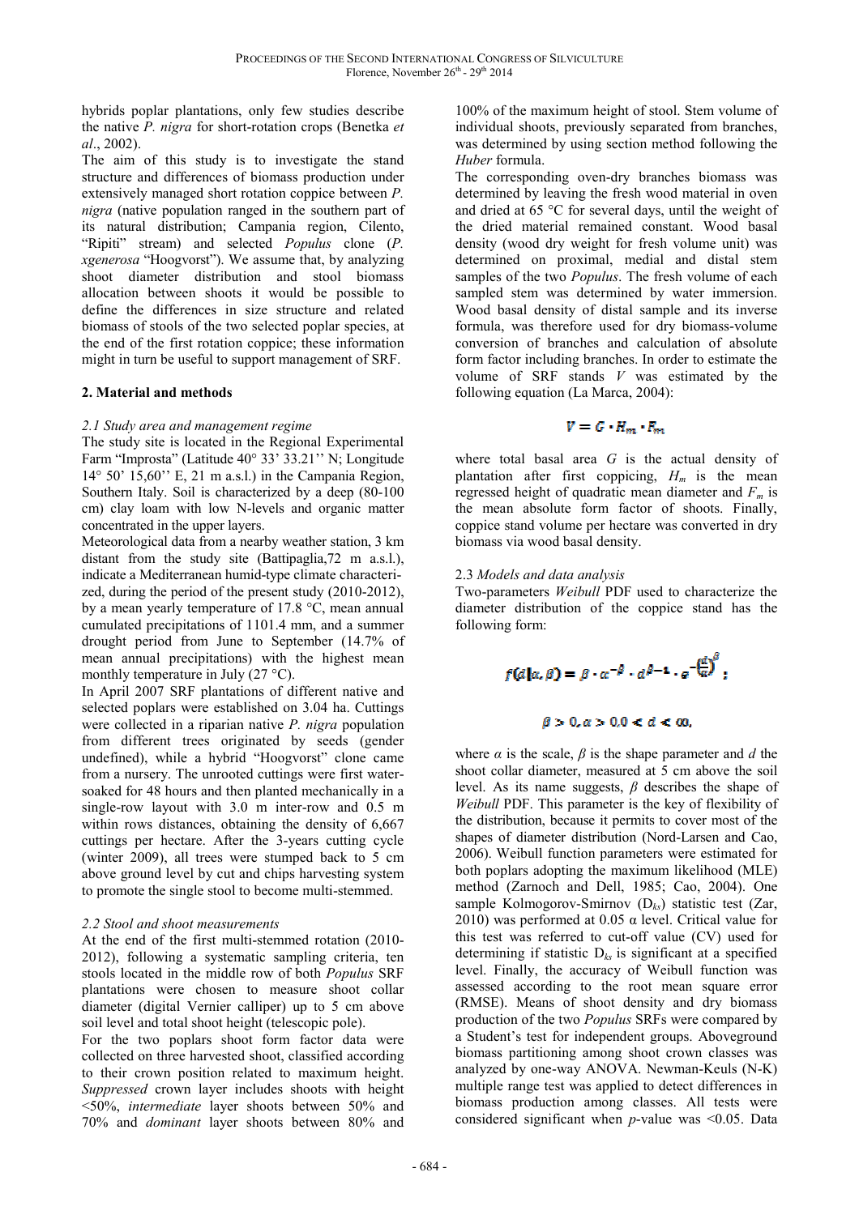hybrids poplar plantations, only few studies describe the native *P. nigra* for short-rotation crops (Benetka *et al*., 2002).

The aim of this study is to investigate the stand structure and differences of biomass production under extensively managed short rotation coppice between *P. nigra* (native population ranged in the southern part of its natural distribution; Campania region, Cilento, "Ripiti" stream) and selected *Populus* clone (*P. xgenerosa* "Hoogvorst"). We assume that, by analyzing shoot diameter distribution and stool biomass allocation between shoots it would be possible to define the differences in size structure and related biomass of stools of the two selected poplar species, at the end of the first rotation coppice; these information might in turn be useful to support management of SRF.

## 2. Material and methods

### *2.1 Study area and management regime*

The study site is located in the Regional Experimental Farm "Improsta" (Latitude 40° 33' 33.21'' N; Longitude 14° 50' 15,60'' E, 21 m a.s.l.) in the Campania Region, Southern Italy. Soil is characterized by a deep (80-100 cm) clay loam with low N-levels and organic matter concentrated in the upper layers.

Meteorological data from a nearby weather station, 3 km distant from the study site (Battipaglia,72 m a.s.l.), indicate a Mediterranean humid-type climate characterized, during the period of the present study (2010-2012), by a mean yearly temperature of 17.8 °C, mean annual cumulated precipitations of 1101.4 mm, and a summer drought period from June to September (14.7% of mean annual precipitations) with the highest mean monthly temperature in July (27 °C).

In April 2007 SRF plantations of different native and selected poplars were established on 3.04 ha. Cuttings were collected in a riparian native *P. nigra* population from different trees originated by seeds (gender undefined), while a hybrid "Hoogvorst" clone came from a nursery. The unrooted cuttings were first water-soaked for 48 hours and then planted mechanically in a single-row layout with 3.0 m inter-row and 0.5 m within rows distances, obtaining the density of 6,667 cuttings per hectare. After the 3-years cutting cycle (winter 2009), all trees were stumped back to 5 cm above ground level by cut and chips harvesting system to promote the single stool to become multi-stemmed.

### *2.2 Stool and shoot measurements*

At the end of the first multi-stemmed rotation (2010-2012), following a systematic sampling criteria, ten stools located in the middle row of both *Populus* SRF plantations were chosen to measure shoot collar diameter (digital Vernier calliper) up to 5 cm above soil level and total shoot height (telescopic pole).

For the two poplars shoot form factor data were collected on three harvested shoot, classified according to their crown position related to maximum height. *Suppressed* crown layer includes shoots with height <50%, *intermediate* layer shoots between 50% and 70% and *dominant* layer shoots between 80% and 100% of the maximum height of stool. Stem volume of individual shoots, previously separated from branches, was determined by using section method following the *Huber* formula.

The corresponding oven-dry branches biomass was determined by leaving the fresh wood material in oven and dried at 65 °C for several days, until the weight of the dried material remained constant. Wood basal density (wood dry weight for fresh volume unit) was determined on proximal, medial and distal stem samples of the two *Populus*. The fresh volume of each sampled stem was determined by water immersion. Wood basal density of distal sample and its inverse formula, was therefore used for dry biomass-volume conversion of branches and calculation of absolute form factor including branches. In order to estimate the volume of SRF stands $V$ was estimated by the following equation (La Marca, 2004):

$$V = G \cdot H_m \cdot F_m$$

where total basal area $G$ is the actual density of plantation after first coppicing, $H_m$ is the mean regressed height of quadratic mean diameter and $F_m$ is the mean absolute form factor of shoots. Finally, coppice stand volume per hectare was converted in dry biomass via wood basal density.

### 2.3 *Models and data analysis*

Two-parameters *Weibull* PDF used to characterize the diameter distribution of the coppice stand has the following form:

$$f(d|\alpha, \beta) = \beta \cdot \alpha^{-\beta} \cdot d^{\beta-1} \cdot e^{-\left(\frac{d}{\alpha}\right)^{\beta}};$$

$$\beta > 0, \alpha > 0, 0 < d < \infty,$$

where $\alpha$ is the scale, $\beta$ is the shape parameter and $d$ the shoot collar diameter, measured at 5 cm above the soil level. As its name suggests, $\beta$ describes the shape of *Weibull* PDF. This parameter is the key of flexibility of the distribution, because it permits to cover most of the shapes of diameter distribution (Nord-Larsen and Cao, 2006). Weibull function parameters were estimated for both poplars adopting the maximum likelihood (MLE) method (Zarnoch and Dell, 1985; Cao, 2004). One sample Kolmogorov-Smirnov ($D_{ks}$) statistic test (Zar, 2010) was performed at 0.05 $\alpha$ level. Critical value for this test was referred to cut-off value (CV) used for determining if statistic $D_{ks}$ is significant at a specified level. Finally, the accuracy of Weibull function was assessed according to the root mean square error (RMSE). Means of shoot density and dry biomass production of the two *Populus* SRFs were compared by a Student's test for independent groups. Aboveground biomass partitioning among shoot crown classes was analyzed by one-way ANOVA. Newman-Keuls (N-K) multiple range test was applied to detect differences in biomass production among classes. All tests were considered significant when $p$-value was <0.05. Data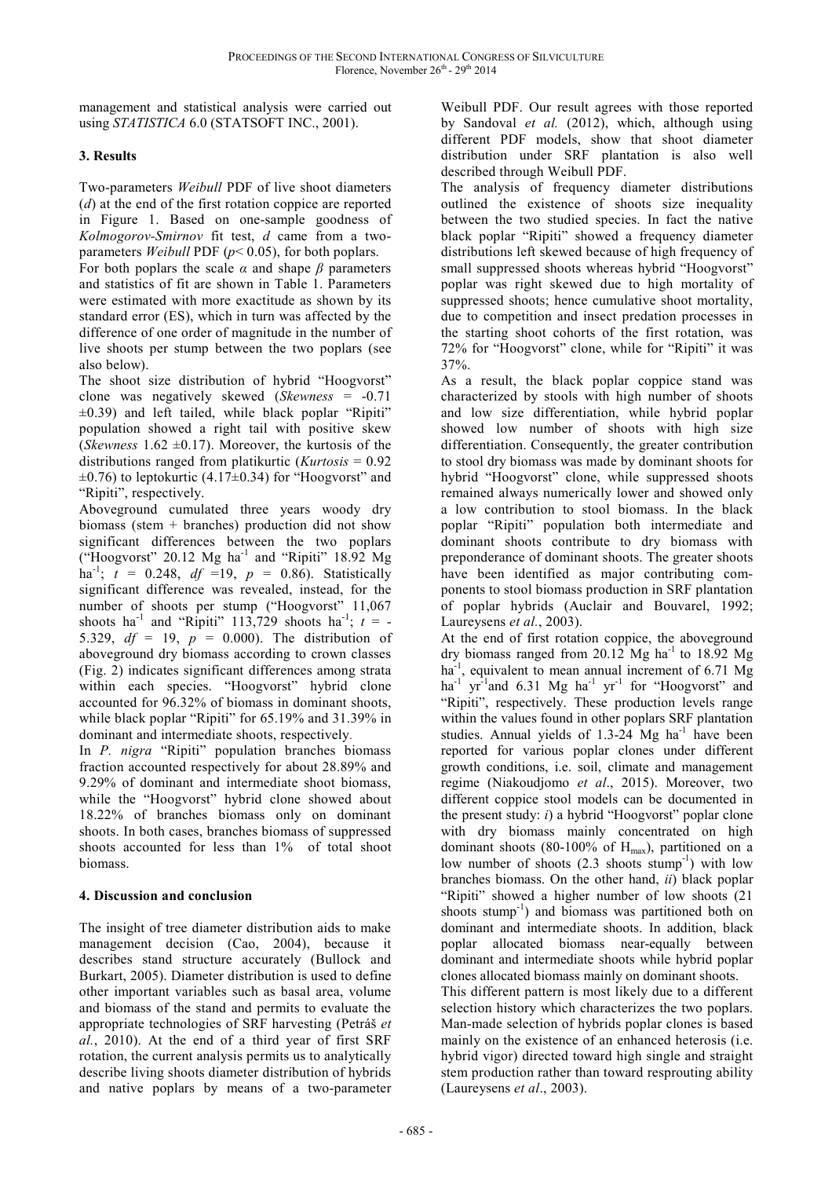management and statistical analysis were carried out using *STATISTICA* 6.0 (STATSOFT INC., 2001).

## 3. Results

Two-parameters *Weibull* PDF of live shoot diameters ($d$) at the end of the first rotation coppice are reported in Figure 1. Based on one-sample goodness of *Kolmogorov-Smirnov* fit test, $d$ came from a two-parameters *Weibull* PDF ($p < 0.05$), for both poplars.

For both poplars the scale $\alpha$ and shape $\beta$ parameters and statistics of fit are shown in Table 1. Parameters were estimated with more exactitude as shown by its standard error (ES), which in turn was affected by the difference of one order of magnitude in the number of live shoots per stump between the two poplars (see also below).

The shoot size distribution of hybrid "Hoogvorst" clone was negatively skewed (*Skewness* = -0.71 ±0.39) and left tailed, while black poplar "Ripiti" population showed a right tail with positive skew (*Skewness* 1.62 ±0.17). Moreover, the kurtosis of the distributions ranged from platikurtic (*Kurtosis* = 0.92 ±0.76) to leptokurtic (4.17±0.34) for "Hoogvorst" and "Ripiti", respectively.

Aboveground cumulated three years woody dry biomass (stem + branches) production did not show significant differences between the two poplars ("Hoogvorst" 20.12 Mg ha$^{-1}$ and "Ripiti" 18.92 Mg ha$^{-1}$; $t$ = 0.248, $df$ =19, $p$ = 0.86). Statistically significant difference was revealed, instead, for the number of shoots per stump ("Hoogvorst" 11,067 shoots ha$^{-1}$ and "Ripiti" 113,729 shoots ha$^{-1}$; $t$ = -5.329, $df$ = 19, $p$ = 0.000). The distribution of aboveground dry biomass according to crown classes (Fig. 2) indicates significant differences among strata within each species. "Hoogvorst" hybrid clone accounted for 96.32% of biomass in dominant shoots, while black poplar "Ripiti" for 65.19% and 31.39% in dominant and intermediate shoots, respectively.

In *P. nigra* "Ripiti" population branches biomass fraction accounted respectively for about 28.89% and 9.29% of dominant and intermediate shoot biomass, while the "Hoogvorst" hybrid clone showed about 18.22% of branches biomass only on dominant shoots. In both cases, branches biomass of suppressed shoots accounted for less than 1% of total shoot biomass.

## 4. Discussion and conclusion

The insight of tree diameter distribution aids to make management decision (Cao, 2004), because it describes stand structure accurately (Bullock and Burkart, 2005). Diameter distribution is used to define other important variables such as basal area, volume and biomass of the stand and permits to evaluate the appropriate technologies of SRF harvesting (Petráš *et al.*, 2010). At the end of a third year of first SRF rotation, the current analysis permits us to analytically describe living shoots diameter distribution of hybrids and native poplars by means of a two-parameter Weibull PDF. Our result agrees with those reported by Sandoval *et al.* (2012), which, although using different PDF models, show that shoot diameter distribution under SRF plantation is also well described through Weibull PDF.

The analysis of frequency diameter distributions outlined the existence of shoots size inequality between the two studied species. In fact the native black poplar "Ripiti" showed a frequency diameter distributions left skewed because of high frequency of small suppressed shoots whereas hybrid "Hoogvorst" poplar was right skewed due to high mortality of suppressed shoots; hence cumulative shoot mortality, due to competition and insect predation processes in the starting shoot cohorts of the first rotation, was 72% for "Hoogvorst" clone, while for "Ripiti" it was 37%.

As a result, the black poplar coppice stand was characterized by stools with high number of shoots and low size differentiation, while hybrid poplar showed low number of shoots with high size differentiation. Consequently, the greater contribution to stool dry biomass was made by dominant shoots for hybrid "Hoogvorst" clone, while suppressed shoots remained always numerically lower and showed only a low contribution to stool biomass. In the black poplar "Ripiti" population both intermediate and dominant shoots contribute to dry biomass with preponderance of dominant shoots. The greater shoots have been identified as major contributing components to stool biomass production in SRF plantation of poplar hybrids (Auclair and Bouvarel, 1992; Laureysens *et al.*, 2003).

At the end of first rotation coppice, the aboveground dry biomass ranged from 20.12 Mg ha$^{-1}$ to 18.92 Mg ha$^{-1}$, equivalent to mean annual increment of 6.71 Mg ha$^{-1}$ yr$^{-1}$and 6.31 Mg ha$^{-1}$ yr$^{-1}$ for "Hoogvorst" and "Ripiti", respectively. These production levels range within the values found in other poplars SRF plantation studies. Annual yields of 1.3-24 Mg ha$^{-1}$ have been reported for various poplar clones under different growth conditions, i.e. soil, climate and management regime (Niakoudjomo *et al*., 2015). Moreover, two different coppice stool models can be documented in the present study: *i*) a hybrid "Hoogvorst" poplar clone with dry biomass mainly concentrated on high dominant shoots (80-100% of $H_{max}$), partitioned on a low number of shoots (2.3 shoots stump$^{-1}$) with low branches biomass. On the other hand, *ii*) black poplar "Ripiti" showed a higher number of low shoots (21 shoots stump$^{-1}$) and biomass was partitioned both on dominant and intermediate shoots. In addition, black poplar allocated biomass near-equally between dominant and intermediate shoots while hybrid poplar clones allocated biomass mainly on dominant shoots.

This different pattern is most likely due to a different selection history which characterizes the two poplars. Man-made selection of hybrids poplar clones is based mainly on the existence of an enhanced heterosis (i.e. hybrid vigor) directed toward high single and straight stem production rather than toward resprouting ability (Laureysens *et al*., 2003).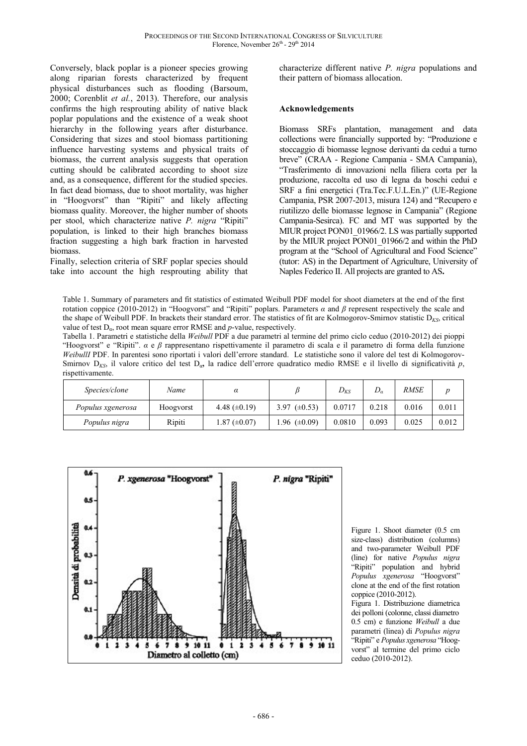Conversely, black poplar is a pioneer species growing along riparian forests characterized by frequent physical disturbances such as flooding (Barsoum, 2000; Corenblit *et al.*, 2013). Therefore, our analysis confirms the high resprouting ability of native black poplar populations and the existence of a weak shoot hierarchy in the following years after disturbance. Considering that sizes and stool biomass partitioning influence harvesting systems and physical traits of biomass, the current analysis suggests that operation cutting should be calibrated according to shoot size and, as a consequence, different for the studied species. In fact dead biomass, due to shoot mortality, was higher in "Hoogvorst" than "Ripiti" and likely affecting biomass quality. Moreover, the higher number of shoots per stool, which characterize native *P. nigra* "Ripiti" population, is linked to their high branches biomass fraction suggesting a high bark fraction in harvested biomass.

Finally, selection criteria of SRF poplar species should take into account the high resprouting ability that characterize different native *P. nigra* populations and their pattern of biomass allocation.

### Acknowledgements

Biomass SRFs plantation, management and data collections were financially supported by: "Produzione e stoccaggio di biomasse legnose derivanti da cedui a turno breve" (CRAA - Regione Campania - SMA Campania), "Trasferimento di innovazioni nella filiera corta per la produzione, raccolta ed uso di legna da boschi cedui e SRF a fini energetici (Tra.Tec.F.U.L.En.)" (UE-Regione Campania, PSR 2007-2013, misura 124) and "Recupero e riutilizzo delle biomasse legnose in Campania" (Regione Campania-Sesirca). FC and MT was supported by the MIUR project PON01_01966/2. LS was partially supported by the MIUR project PON01_01966/2 and within the PhD program at the "School of Agricultural and Food Science" (tutor: AS) in the Department of Agriculture, University of Naples Federico II. All projects are granted to AS**.**

Table 1. Summary of parameters and fit statistics of estimated Weibull PDF model for shoot diameters at the end of the first rotation coppice (2010-2012) in "Hoogvorst" and "Ripiti" poplars. Parameters $\alpha$ and $\beta$ represent respectively the scale and the shape of Weibull PDF. In brackets their standard error. The statistics of fit are Kolmogorov-Smirnov statistic $D_{KS}$, critical value of test $D_{\alpha}$, root mean square error RMSE and *p*-value, respectively.

Tabella 1. Parametri e statistiche della *Weibull* PDF a due parametri al termine del primo ciclo ceduo (2010-2012) dei pioppi "Hoogvorst" e "Ripiti". $\alpha$ e $\beta$ rappresentano rispettivamente il parametro di scala e il parametro di forma della funzione *WeibullI* PDF. In parentesi sono riportati i valori dell'errore standard. Le statistiche sono il valore del test di Kolmogorov-Smirnov $D_{KS}$, il valore critico del test $D_{\alpha}$, la radice dell'errore quadratico medio RMSE e il livello di significatività *p*, rispettivamente.

| *Species/clone* | *Name* | $\alpha$ | $\beta$ | $D_{KS}$ | $D_{\alpha}$ | *RMSE* | *p* |
|---|---|---|---|---|---|---|---|
| *Populus xgenerosa* | Hoogvorst | 4.48 (±0.19) | 3.97 (±0.53) | 0.0717 | 0.218 | 0.016 | 0.011 |
| *Populus nigra* | Ripiti | 1.87 (±0.07) | 1.96 (±0.09) | 0.0810 | 0.093 | 0.025 | 0.012 |

Figure 1. Shoot diameter (0.5 cm size-class) distribution (columns) and two-parameter Weibull PDF (line) for native *Populus nigra* "Ripiti" population and hybrid *Populus xgenerosa* "Hoogvorst" clone at the end of the first rotation coppice (2010-2012).

Figura 1. Distribuzione diametrica dei polloni (colonne, classi diametro 0.5 cm) e funzione *Weibull* a due parametri (linea) di *Populus nigra* "Ripiti" e *Populus xgenerosa* "Hoogvorst" al termine del primo ciclo ceduo (2010-2012).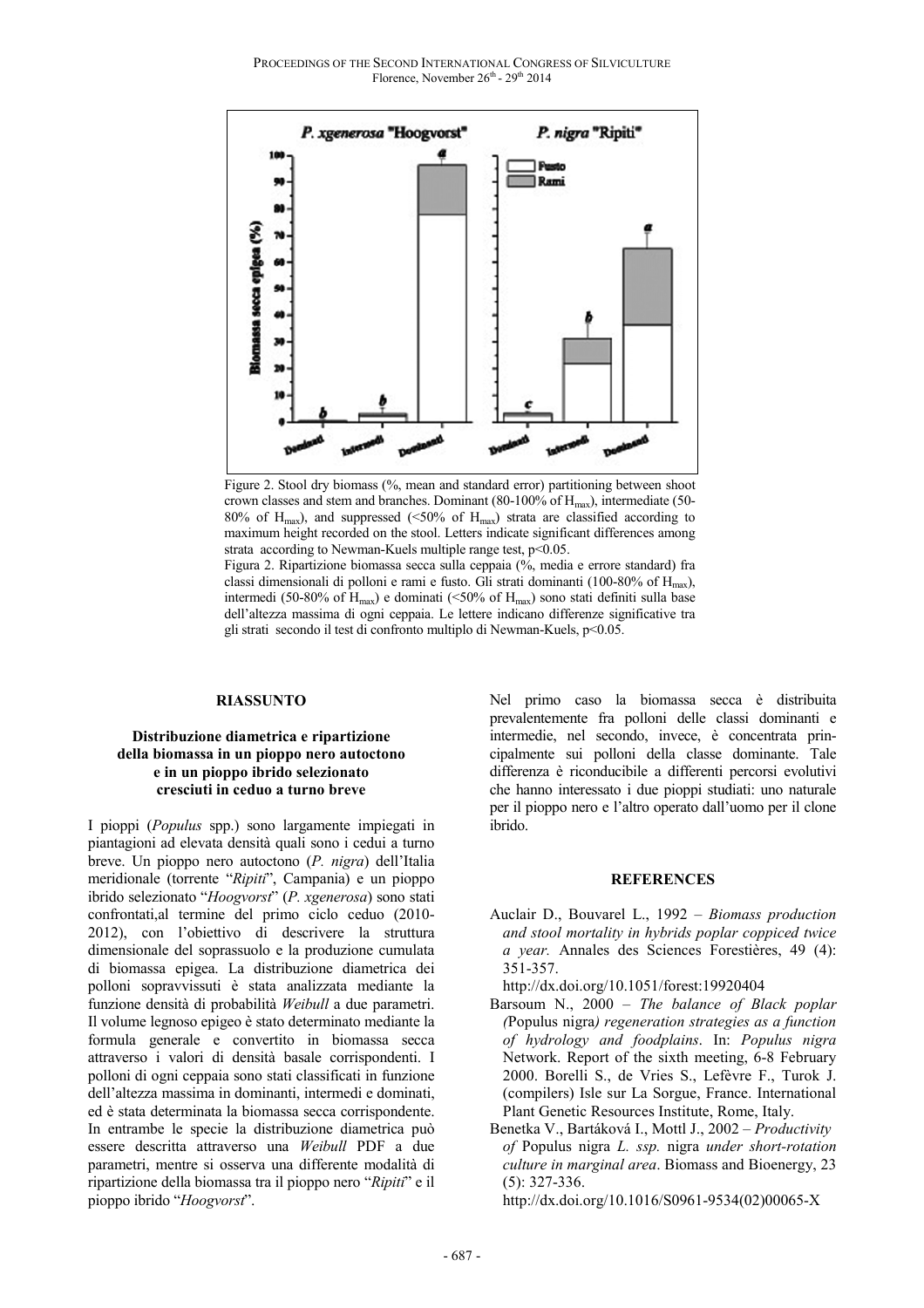Figure 2. Stool dry biomass (%, mean and standard error) partitioning between shoot crown classes and stem and branches. Dominant (80-100% of $H_{max}$), intermediate (50-80% of $H_{max}$), and suppressed (<50% of $H_{max}$) strata are classified according to maximum height recorded on the stool. Letters indicate significant differences among strata according to Newman-Kuels multiple range test, $p<0.05$.

Figura 2. Ripartizione biomassa secca sulla ceppaia (%, media e errore standard) fra classi dimensionali di polloni e rami e fusto. Gli strati dominanti (100-80% of $H_{max}$), intermedi (50-80% of $H_{max}$) e dominati (<50% of $H_{max}$) sono stati definiti sulla base dell'altezza massima di ogni ceppaia. Le lettere indicano differenze significative tra gli strati secondo il test di confronto multiplo di Newman-Kuels, $p<0.05$.

## RIASSUNTO

### Distribuzione diametrica e ripartizione della biomassa in un pioppo nero autoctono e in un pioppo ibrido selezionato cresciuti in ceduo a turno breve

I pioppi (*Populus* spp.) sono largamente impiegati in piantagioni ad elevata densità quali sono i cedui a turno breve. Un pioppo nero autoctono (*P. nigra*) dell'Italia meridionale (torrente "*Ripiti*", Campania) e un pioppo ibrido selezionato "*Hoogvorst*" (*P. xgenerosa*) sono stati confrontati,al termine del primo ciclo ceduo (2010-2012), con l'obiettivo di descrivere la struttura dimensionale del soprassuolo e la produzione cumulata di biomassa epigea. La distribuzione diametrica dei polloni sopravvissuti è stata analizzata mediante la funzione densità di probabilità *Weibull* a 2 parametri. Il volume legnoso epigeo è stato determinato mediante la formula generale e convertito in biomassa secca attraverso i valori di densità basale corrispondenti. I polloni di ogni ceppaia sono stati classificati in funzione dell'altezza massima in dominanti, intermedi e dominati, ed è stata determinata la biomassa secca corrispondente. In entrambe le specie la distribuzione diametrica può essere descritta attraverso una *Weibull* PDF a due parametri, mentre si osserva una differente modalità di ripartizione della biomassa tra il pioppo nero "*Ripiti*" e il pioppo ibrido "*Hoogvorst*". Nel primo caso la biomassa secca è distribuita prevalentemente fra polloni delle classi dominanti e intermedie, nel secondo, invece, è concentrata principalmente sui polloni della classe dominante. Tale differenza è riconducibile a differenti percorsi evolutivi che hanno interessato i due pioppi studiati: uno naturale per il pioppo nero e l'altro operato dall'uomo per il clone ibrido.

## REFERENCES

Auclair D., Bouvarel L., 1992 – *Biomass production and stool mortality in hybrids poplar coppiced twice a year.* Annales des Sciences Forestières, 49 (4): 351-357.
http://dx.doi.org/10.1051/forest:19920404

Barsoum N., 2000 – *The balance of Black poplar (*Populus nigra*) regeneration strategies as a function of hydrology and foodplains*. In: *Populus nigra* Network. Report of the sixth meeting, 6-8 February 2000. Borelli S., de Vries S., Lefèvre F., Turok J. (compilers) Isle sur La Sorgue, France. International Plant Genetic Resources Institute, Rome, Italy.

Benetka V., Bartáková I., Mottl J., 2002 – *Productivity of* Populus nigra *L. ssp.* nigra *under short-rotation culture in marginal area*. Biomass and Bioenergy, 23 (5): 327-336.
http://dx.doi.org/10.1016/S0961-9534(02)00065-X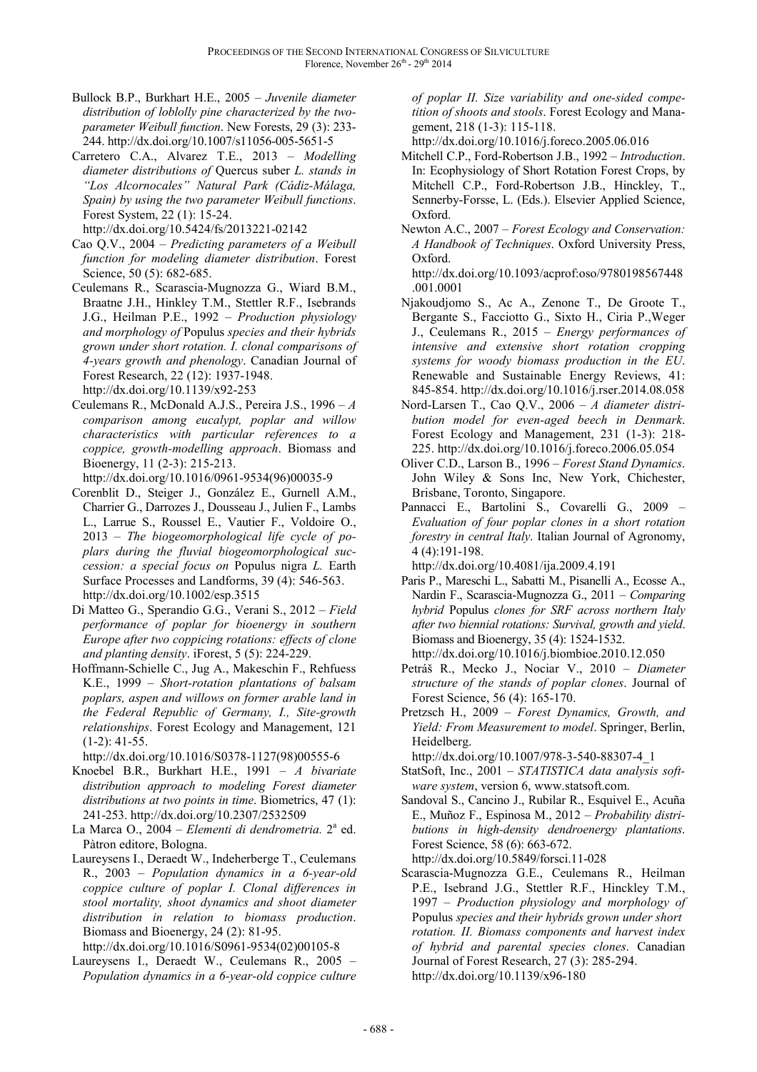Bullock B.P., Burkhart H.E., 2005 – *Juvenile diameter distribution of loblolly pine characterized by the two-parameter Weibull function*. New Forests, 29 (3): 233-244. http://dx.doi.org/10.1007/s11056-005-5651-5

Carretero C.A., Alvarez T.E., 2013 – *Modelling diameter distributions of* Quercus suber *L. stands in "Los Alcornocales" Natural Park (Cádiz-Málaga, Spain) by using the two parameter Weibull functions*. Forest System, 22 (1): 15-24. http://dx.doi.org/10.5424/fs/2013221-02142

Cao Q.V., 2004 – *Predicting parameters of a Weibull function for modeling diameter distribution*. Forest Science, 50 (5): 682-685.

Ceulemans R., Scarascia-Mugnozza G., Wiard B.M., Braatne J.H., Hinkley T.M., Stettler R.F., Isebrands J.G., Heilman P.E., 1992 – *Production physiology and morphology of* Populus *species and their hybrids grown under short rotation. I. clonal comparisons of 4-years growth and phenology*. Canadian Journal of Forest Research, 22 (12): 1937-1948. http://dx.doi.org/10.1139/x92-253

Ceulemans R., McDonald A.J.S., Pereira J.S., 1996 – *A comparison among eucalypt, poplar and willow characteristics with particular references to a coppice, growth-modelling approach*. Biomass and Bioenergy, 11 (2-3): 215-213. http://dx.doi.org/10.1016/0961-9534(96)00035-9

Corenblit D., Steiger J., González E., Gurnell A.M., Charrier G., Darrozes J., Dousseau J., Julien F., Lambs L., Larrue S., Roussel E., Vautier F., Voldoire O., 2013 – *The biogeomorphological life cycle of poplars during the fluvial biogeomorphological succession: a special focus on* Populus nigra *L.* Earth Surface Processes and Landforms, 39 (4): 546-563. http://dx.doi.org/10.1002/esp.3515

Di Matteo G., Sperandio G.G., Verani S., 2012 – *Field performance of poplar for bioenergy in southern Europe after two coppicing rotations: effects of clone and planting density*. iForest, 5 (5): 224-229.

Hoffmann-Schielle C., Jug A., Makeschin F., Rehfuess K.E., 1999 – *Short-rotation plantations of balsam poplars, aspen and willows on former arable land in the Federal Republic of Germany, I., Site-growth relationships*. Forest Ecology and Management, 121 (1-2): 41-55. http://dx.doi.org/10.1016/S0378-1127(98)00555-6

Knoebel B.R., Burkhart H.E., 1991 – *A bivariate distribution approach to modeling Forest diameter distributions at two points in time*. Biometrics, 47 (1): 241-253. http://dx.doi.org/10.2307/2532509

La Marca O., 2004 – *Elementi di dendrometria.* 2ª ed. Pàtron editore, Bologna.

Laureysens I., Deraedt W., Indeherberge T., Ceulemans R., 2003 – *Population dynamics in a 6-year-old coppice culture of poplar I. Clonal differences in stool mortality, shoot dynamics and shoot diameter distribution in relation to biomass production*. Biomass and Bioenergy, 24 (2): 81-95. http://dx.doi.org/10.1016/S0961-9534(02)00105-8

Laureysens I., Deraedt W., Ceulemans R., 2005 – *Population dynamics in a 6-year-old coppice culture of poplar II. Size variability and one-sided competition of shoots and stools*. Forest Ecology and Management, 218 (1-3): 115-118. http://dx.doi.org/10.1016/j.foreco.2005.06.016

Mitchell C.P., Ford-Robertson J.B., 1992 – *Introduction*. In: Ecophysiology of Short Rotation Forest Crops, by Mitchell C.P., Ford-Robertson J.B., Hinckley, T., Sennerby-Forsse, L. (Eds.). Elsevier Applied Science, Oxford.

Newton A.C., 2007 – *Forest Ecology and Conservation: A Handbook of Techniques*. Oxford University Press, Oxford. http://dx.doi.org/10.1093/acprof:oso/9780198567448.001.0001

Njakoudjomo S., Ac A., Zenone T., De Groote T., Bergante S., Facciotto G., Sixto H., Ciria P.,Weger J., Ceulemans R., 2015 – *Energy performances of intensive and extensive short rotation cropping systems for woody biomass production in the EU*. Renewable and Sustainable Energy Reviews, 41: 845-854. http://dx.doi.org/10.1016/j.rser.2014.08.058

Nord-Larsen T., Cao Q.V., 2006 – *A diameter distribution model for even-aged beech in Denmark*. Forest Ecology and Management, 231 (1-3): 218-225. http://dx.doi.org/10.1016/j.foreco.2006.05.054

Oliver C.D., Larson B., 1996 – *Forest Stand Dynamics*. John Wiley & Sons Inc, New York, Chichester, Brisbane, Toronto, Singapore.

Pannacci E., Bartolini S., Covarelli G., 2009 – *Evaluation of four poplar clones in a short rotation forestry in central Italy*. Italian Journal of Agronomy, 4 (4):191-198. http://dx.doi.org/10.4081/ija.2009.4.191

Paris P., Mareschi L., Sabatti M., Pisanelli A., Ecosse A., Nardin F., Scarascia-Mugnozza G., 2011 – *Comparing hybrid* Populus *clones for SRF across northern Italy after two biennial rotations: Survival, growth and yield*. Biomass and Bioenergy, 35 (4): 1524-1532. http://dx.doi.org/10.1016/j.biombioe.2010.12.050

Petráš R., Mecko J., Nociar V., 2010 – *Diameter structure of the stands of poplar clones*. Journal of Forest Science, 56 (4): 165-170.

Pretzsch H., 2009 – *Forest Dynamics, Growth, and Yield: From Measurement to model*. Springer, Berlin, Heidelberg. http://dx.doi.org/10.1007/978-3-540-88307-4_1

StatSoft, Inc., 2001 – *STATISTICA data analysis software system*, version 6, www.statsoft.com.

Sandoval S., Cancino J., Rubilar R., Esquivel E., Acuña E., Muñoz F., Espinosa M., 2012 – *Probability distributions in high-density dendroenergy plantations*. Forest Science, 58 (6): 663-672. http://dx.doi.org/10.5849/forsci.11-028

Scarascia-Mugnozza G.E., Ceulemans R., Heilman P.E., Isebrand J.G., Stettler R.F., Hinckley T.M., 1997 – *Production physiology and morphology of* Populus *species and their hybrids grown under short rotation. II. Biomass components and harvest index of hybrid and parental species clones*. Canadian Journal of Forest Research, 27 (3): 285-294. http://dx.doi.org/10.1139/x96-180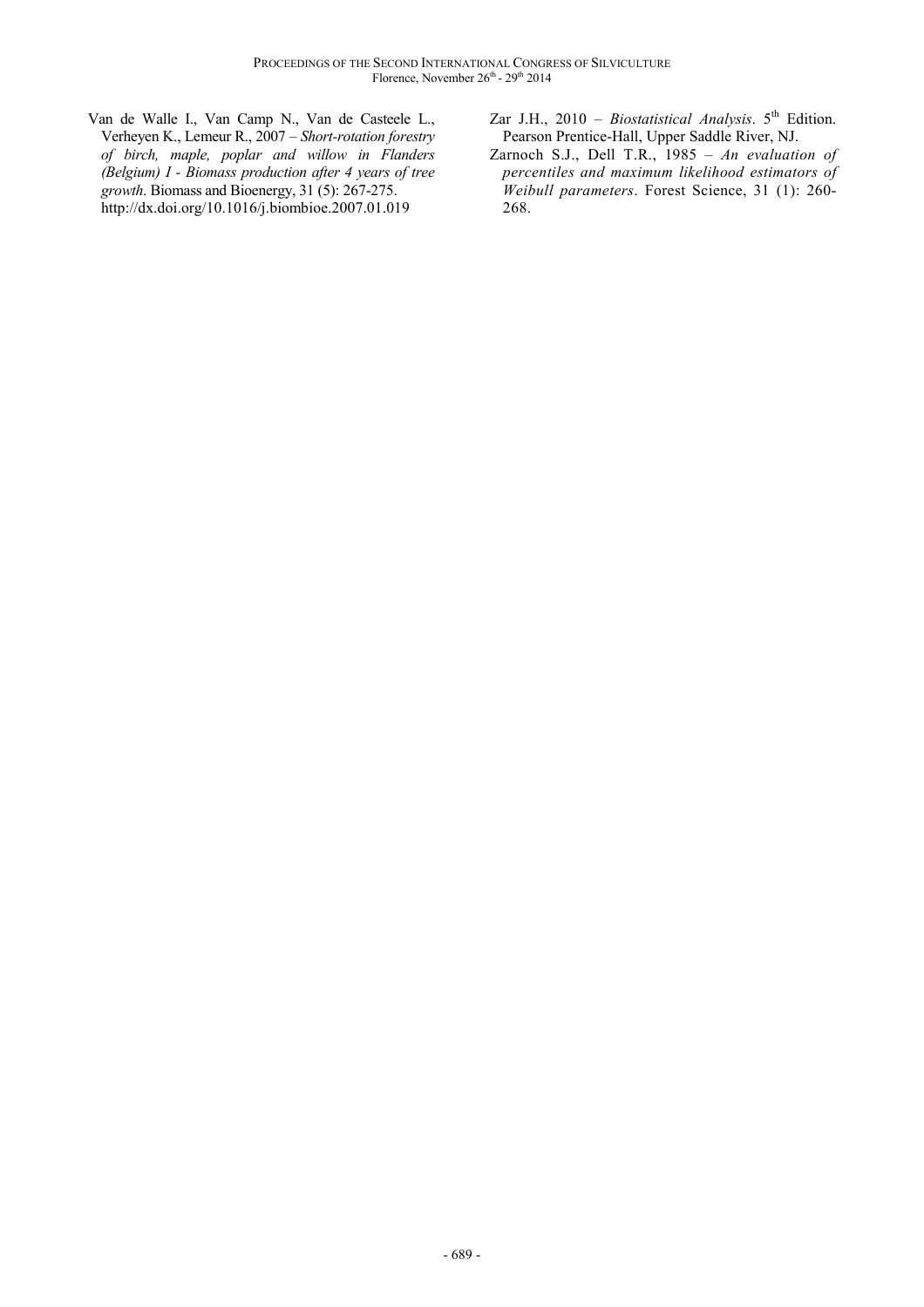Van de Walle I., Van Camp N., Van de Casteele L., Verheyen K., Lemeur R., 2007 – *Short-rotation forestry of birch, maple, poplar and willow in Flanders (Belgium) I - Biomass production after 4 years of tree growth*. Biomass and Bioenergy, 31 (5): 267-275. http://dx.doi.org/10.1016/j.biombioe.2007.01.019

Zar J.H., 2010 – *Biostatistical Analysis*. 5th Edition. Pearson Prentice-Hall, Upper Saddle River, NJ.

Zarnoch S.J., Dell T.R., 1985 – *An evaluation of percentiles and maximum likelihood estimators of Weibull parameters*. Forest Science, 31 (1): 260-268.